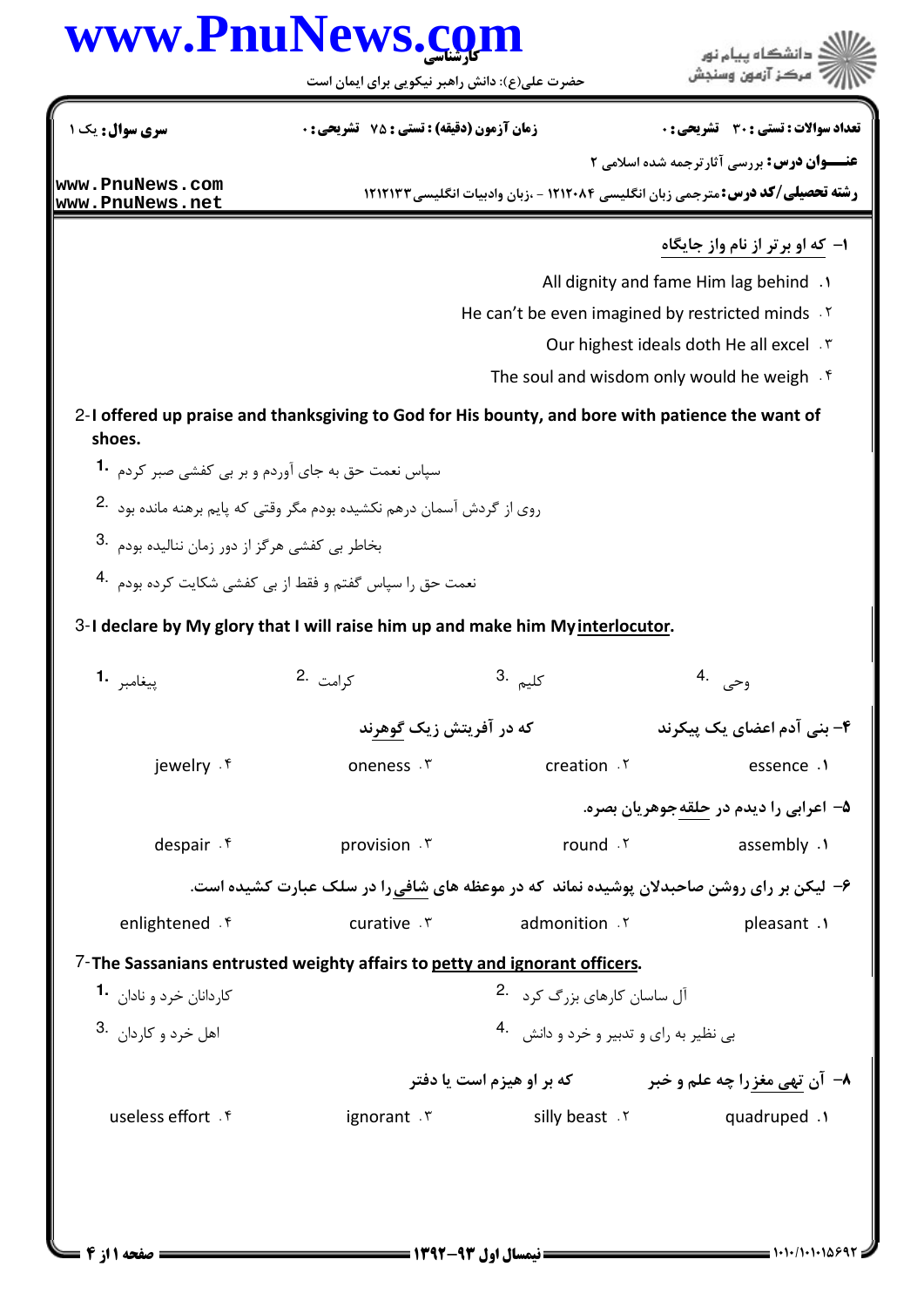کارشناسی

حضرت علی(ع): دانش راهبر نیکویی برای ایمان است

**سری سوال:** یک ۱

**زمان آزمون (دقیقه) : تستی :** ۷۵ **تشریحی :** ۰

**تعداد سوالات : تستی :** ۳۰ **تشریحی :** ۰

**عنـــوان درس:** بررسی آثارترجمه شده اسلامی ۲

**رشته تحصیلی/کد درس:** مترجمی زبان انگلیسی ۱۲۱۲۰۸۴ - ،زبان وادبیات انگلیسی ۱۲۱۲۱۳۳

۱- که او برتر از نام واز جایگاه

۱. All dignity and fame Him lag behind

۲. He can't be even imagined by restricted minds

۳. Our highest ideals doth He all excel

۴. The soul and wisdom only would he weigh

2- **I offered up praise and thanksgiving to God for His bounty, and bore with patience the want of shoes.**

1. سپاس نعمت حق به جای آوردم و بر بی کفشی صبر کردم

2. روی از گردش آسمان درهم نکشیده بودم مگر وقتی که پایم برهنه مانده بود

3. بخاطر بی کفشی هرگز از دور زمان ننالیده بودم

4. نعمت حق را سپاس گفتم و فقط از بی کفشی شکایت کرده بودم

3- **I declare by My glory that I will raise him up and make him My interlocutor.**

1. پیغامبر
2. کرامت
3. کلیم
4. وحی

۴- بنی آدم اعضای یک پیکرند — که در آفرینش زیک گوهرند

۱. essence
۲. creation
۳. oneness
۴. jewelry

۵- اعرابی را دیدم در حلقه جوهریان بصره.

۱. assembly
۲. round
۳. provision
۴. despair

۶- لیکن بر رای روشن صاحبدلان پوشیده نماند که در موعظه های شافی را در سلک عبارت کشیده است.

۱. pleasant
۲. admonition
۳. curative
۴. enlightened

7- **The Sassanians entrusted weighty affairs to petty and ignorant officers.**

1. کاردانان خرد و نادان
2. آل ساسان کارهای بزرگ کرد
3. اهل خرد و کاردان
4. بی نظیر به رای و تدبیر و خرد و دانش

۸- آن تهی مغزرا چه علم و خبر — که بر او هیزم است یا دفتر

۱. quadruped
۲. silly beast
۳. ignorant
۴. useless effort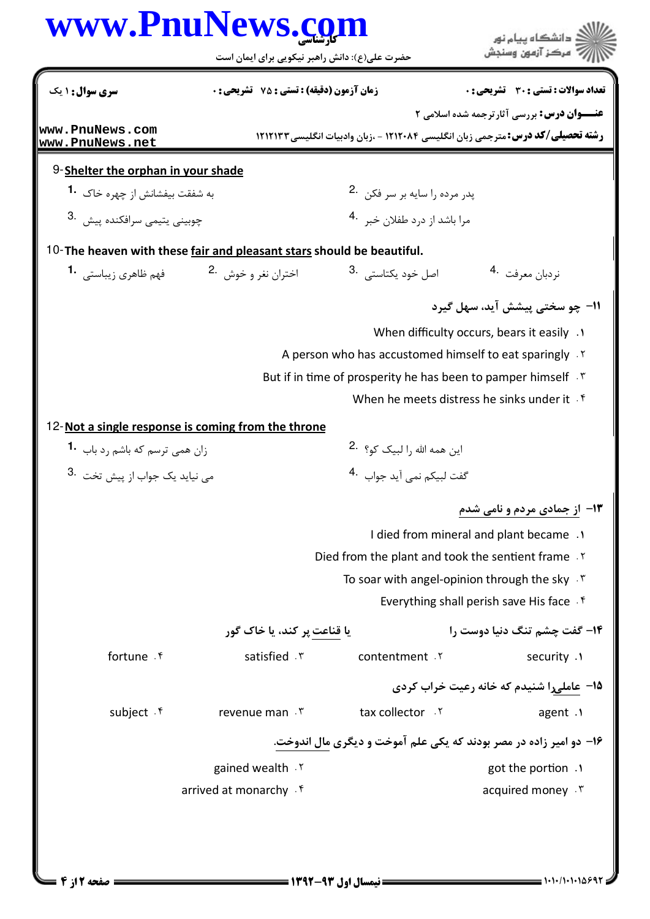تعداد سوالات : تستی : ۳۰ تشریحی : ۰ | زمان آزمون (دقیقه) : تستی : ۷۵ تشریحی : ۰ | سری سوال : ۱ یک

**عنـــوان درس:** بررسی آثارترجمه شده اسلامی ۲

**رشته تحصیلی/کد درس:** مترجمی زبان انگلیسی ۱۲۱۲۰۸۴ - ،زبان وادبیات انگلیسی۱۲۱۲۱۳۳

9- **Shelter the orphan in your shade**

1. به شفقت بیفشانش از چهره خاک
2. پدر مرده را سایه بر سر فکن
3. چوبینی یتیمی سرافکنده پیش
4. مرا باشد از درد طفلان خبر

10- The heaven with these **fair and pleasant stars** should be beautiful.

1. فهم ظاهری زیباستی
2. اختران نغر و خوش
3. اصل خود یکتاستی
4. نردبان معرفت

۱۱- **چو سختی پیشش آید، سهل گیرد**

۱. When difficulty occurs, bears it easily
۲. A person who has accustomed himself to eat sparingly
۳. But if in time of prosperity he has been to pamper himself
۴. When he meets distress he sinks under it

12- **Not a single response is coming from the throne**

1. زان همی ترسم که باشم رد باب
2. این همه الله را لبیک کو؟
3. می نیاید یک جواب از پیش تخت
4. گفت لبیکم نمی آید جواب

۱۳- **از جمادی مردم و نامی شدم**

۱. I died from mineral and plant became
۲. Died from the plant and took the sentient frame
۳. To soar with angel-opinion through the sky
۴. Everything shall perish save His face

۱۴- **گفت چشم تنگ دنیا دوست را  یا قناعت پر کند، یا خاک گور**

۱. security
۲. contentment
۳. satisfied
۴. fortune

۱۵- **عاملی‌را شنیدم که خانه رعیت خراب کردی**

۱. agent
۲. tax collector
۳. revenue man
۴. subject

۱۶- **دو امیر زاده در مصر بودند که یکی علم آموخت و دیگری مال اندوخت.**

۱. got the portion
۲. gained wealth
۳. acquired money
۴. arrived at monarchy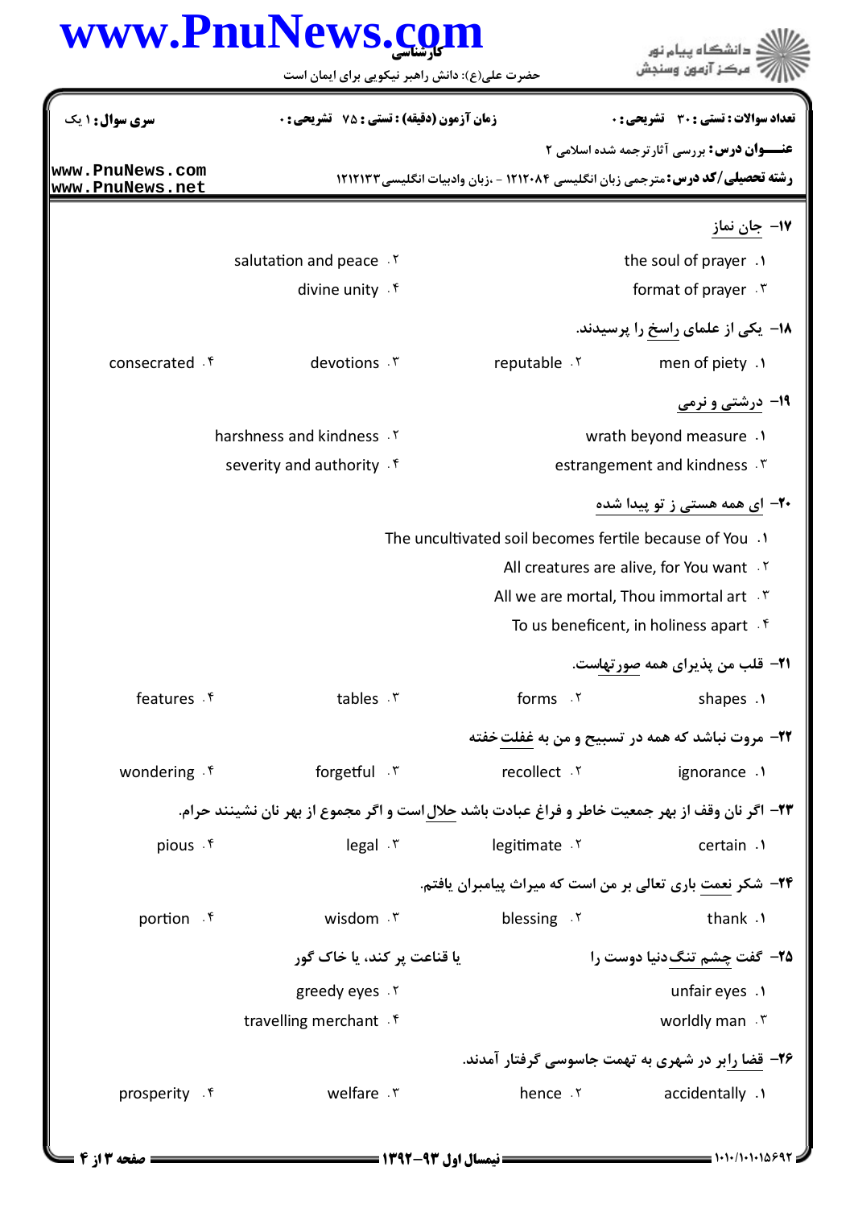۱۷- جان نماز

۱. the soul of prayer
۲. salutation and peace
۳. format of prayer
۴. divine unity

۱۸- یکی از علمای راسخ را پرسیدند.

۱. men of piety
۲. reputable
۳. devotions
۴. consecrated

۱۹- درشتی و نرمی

۱. wrath beyond measure
۲. harshness and kindness
۳. estrangement and kindness
۴. severity and authority

۲۰- ای همه هستی ز تو پیدا شده

۱. The uncultivated soil becomes fertile because of You
۲. All creatures are alive, for You want
۳. All we are mortal, Thou immortal art
۴. To us beneficent, in holiness apart

۲۱- قلب من پذیرای همه صورتهاست.

۱. shapes
۲. forms
۳. tables
۴. features

۲۲- مروت نباشد که همه در تسبیح و من به غفلت خفته

۱. ignorance
۲. recollect
۳. forgetful
۴. wondering

۲۳- اگر نان وقف از بهر جمعیت خاطر و فراغ عبادت باشد حلال است و اگر مجموع از بهر نان نشینند حرام.

۱. certain
۲. legitimate
۳. legal
۴. pious

۲۴- شکر نعمت باری تعالی بر من است که میراث پیامبران یافتم.

۱. thank
۲. blessing
۳. wisdom
۴. portion

۲۵- گفت چشم تنگ دنیا دوست را / یا قناعت پر کند، یا خاک گور

۱. unfair eyes
۲. greedy eyes
۳. worldly man
۴. travelling merchant

۲۶- قضا را بر در شهری به تهمت جاسوسی گرفتار آمدند.

۱. accidentally
۲. hence
۳. welfare
۴. prosperity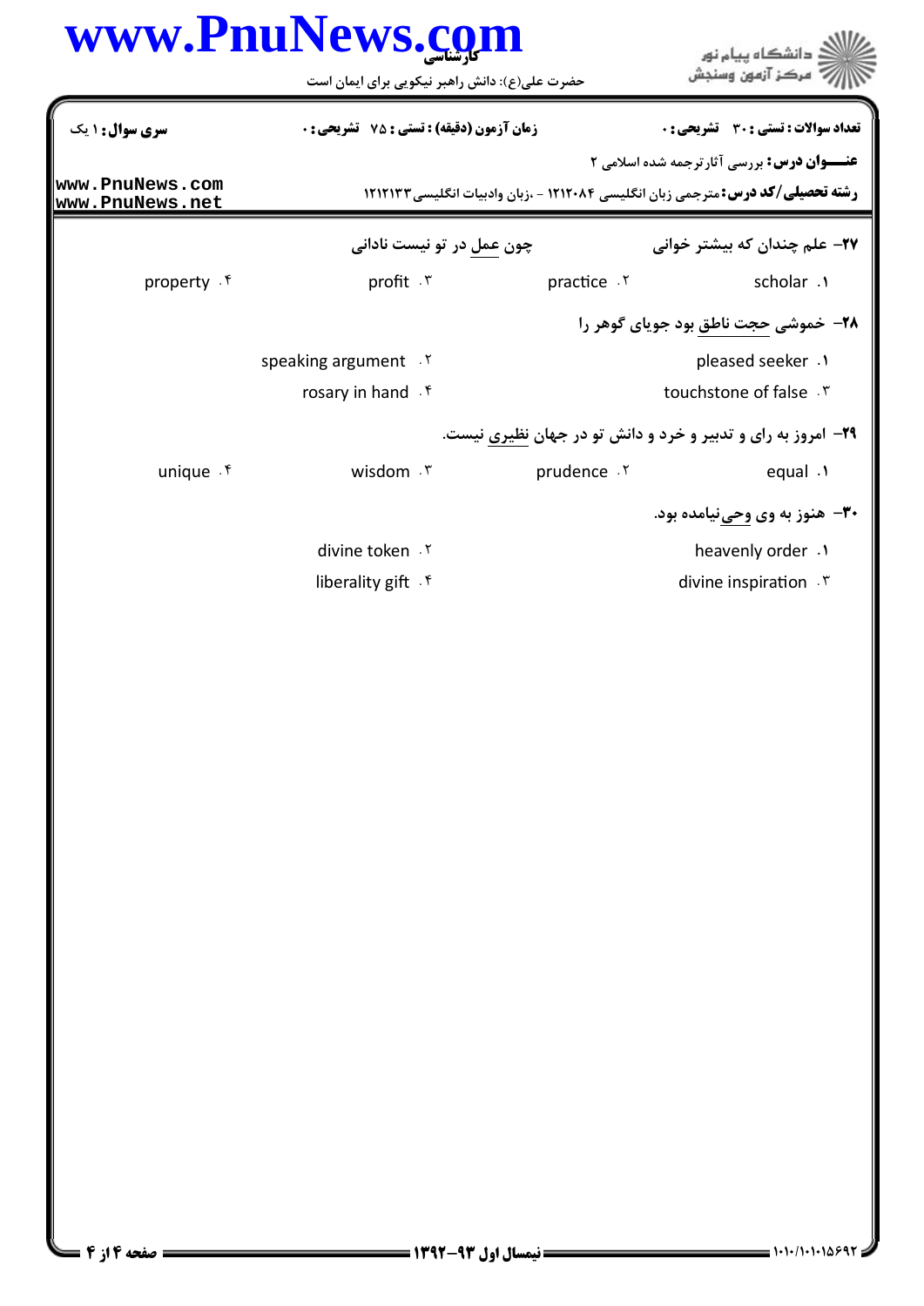**تعداد سوالات : تستی : ۳۰ تشریحی : ۰** | **زمان آزمون (دقیقه) : تستی : ۷۵ تشریحی : ۰** | **سری سوال : ۱ یک**

**عنـــوان درس:** بررسی آثارترجمه شده اسلامی ۲

**رشته تحصیلی/کد درس:** مترجمی زبان انگلیسی ۱۲۱۲۰۸۴ - ،زبان وادبیات انگلیسی۱۲۱۲۱۳۳

**۲۷-** علم چندان که بیشتر خوانی چون عمل در تو نیست نادانی

۱. scholar
۲. practice
۳. profit
۴. property

**۲۸-** خموشی حجت ناطق بود جویای گوهر را

۱. pleased seeker
۲. speaking argument
۳. touchstone of false
۴. rosary in hand

**۲۹-** امروز به رای و تدبیر و خرد و دانش تو در جهان نظیری نیست.

۱. equal
۲. prudence
۳. wisdom
۴. unique

**۳۰-** هنوز به وی وحی نیامده بود.

۱. heavenly order
۲. divine token
۳. divine inspiration
۴. liberality gift